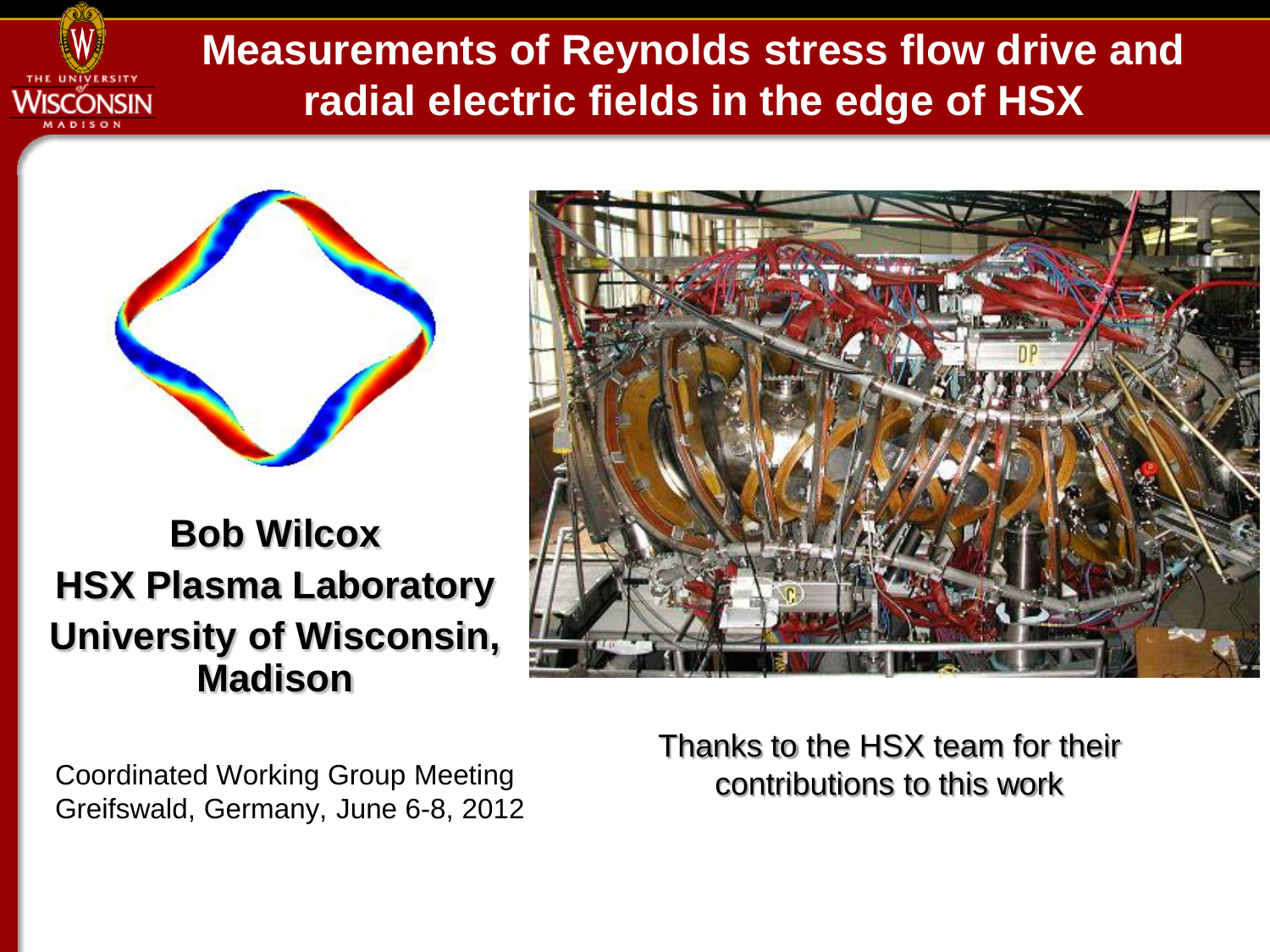# Measurements of Reynolds stress flow drive and radial electric fields in the edge of HSX

**Bob Wilcox**
**HSX Plasma Laboratory**
**University of Wisconsin, Madison**

Coordinated Working Group Meeting
Greifswald, Germany, June 6-8, 2012

Thanks to the HSX team for their contributions to this work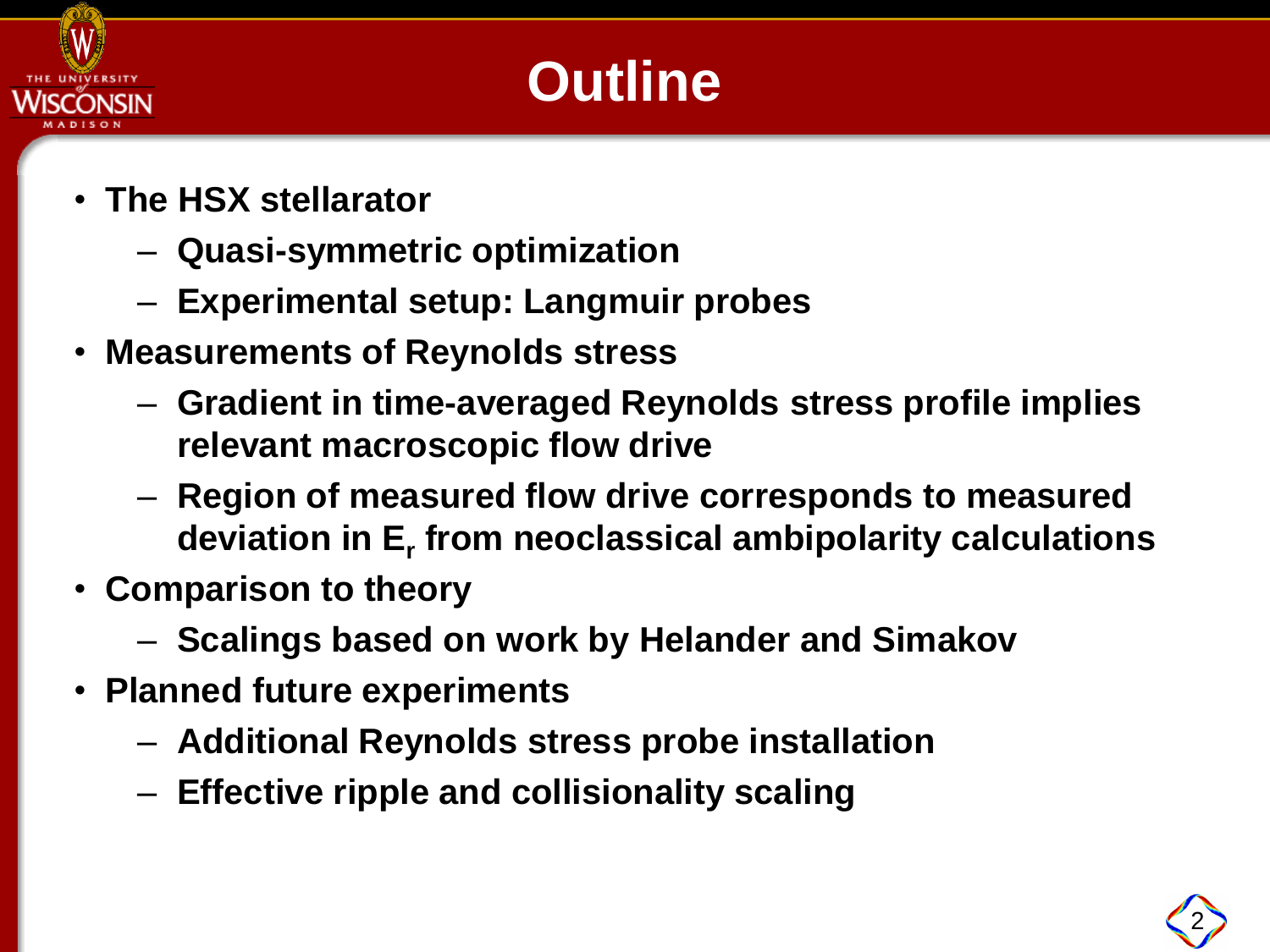# Outline

- **The HSX stellarator**
  - **Quasi-symmetric optimization**
  - **Experimental setup: Langmuir probes**
- **Measurements of Reynolds stress**
  - **Gradient in time-averaged Reynolds stress profile implies relevant macroscopic flow drive**
  - **Region of measured flow drive corresponds to measured deviation in $E_r$ from neoclassical ambipolarity calculations**
- **Comparison to theory**
  - **Scalings based on work by Helander and Simakov**
- **Planned future experiments**
  - **Additional Reynolds stress probe installation**
  - **Effective ripple and collisionality scaling**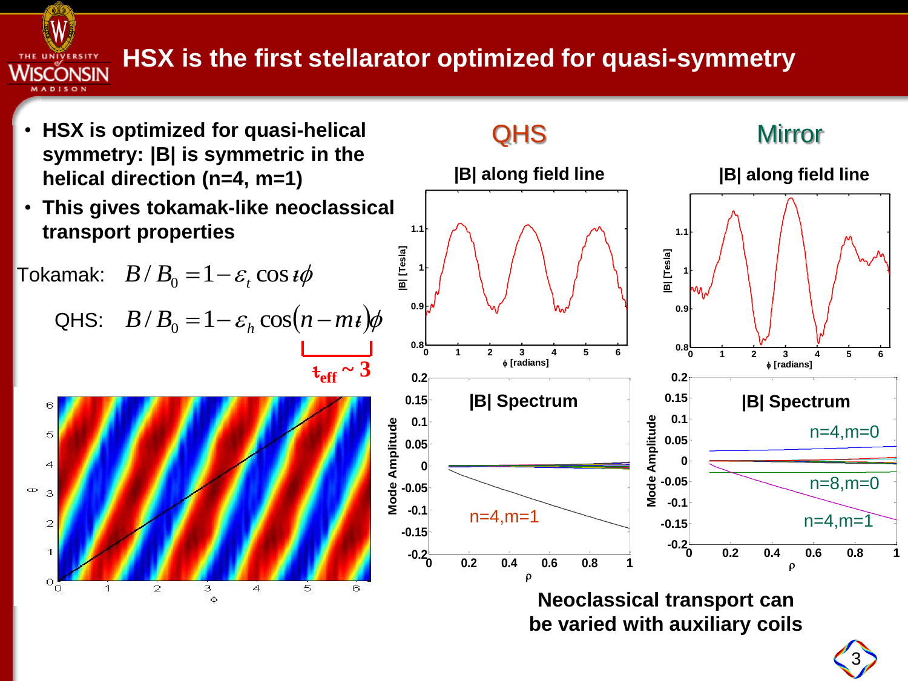# HSX is the first stellarator optimized for quasi-symmetry

- **HSX is optimized for quasi-helical symmetry: |B| is symmetric in the helical direction (n=4, m=1)**
- **This gives tokamak-like neoclassical transport properties**

Tokamak: $B/B_0 = 1 - \varepsilon_t \cos \iota\phi$

QHS: $B/B_0 = 1 - \varepsilon_h \cos(n - m\iota)\phi$

$\iota_{eff} \sim 3$

**QHS**

**|B| along field line**

**|B| Spectrum**

n=4,m=1

**Mirror**

**|B| along field line**

**|B| Spectrum**

n=4,m=0

n=8,m=0

n=4,m=1

**Neoclassical transport can be varied with auxiliary coils**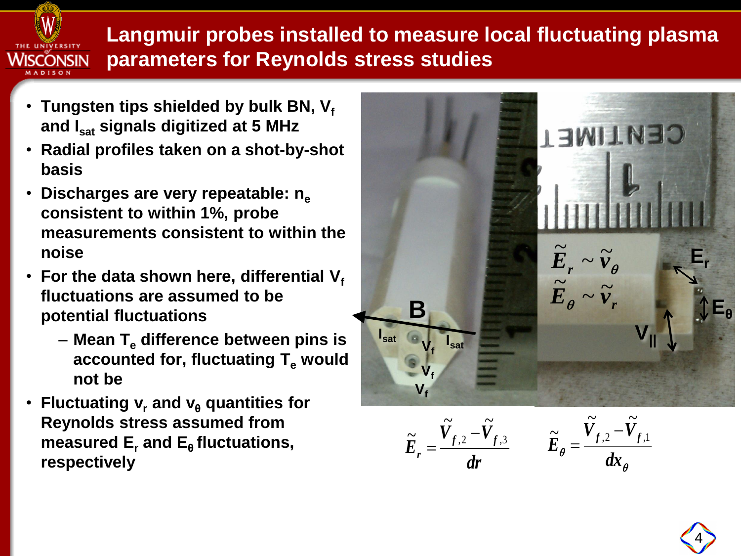# Langmuir probes installed to measure local fluctuating plasma parameters for Reynolds stress studies

- Tungsten tips shielded by bulk BN, $V_f$ and $I_{sat}$ signals digitized at 5 MHz
- Radial profiles taken on a shot-by-shot basis
- Discharges are very repeatable: $n_e$ consistent to within 1%, probe measurements consistent to within the noise
- For the data shown here, differential $V_f$ fluctuations are assumed to be potential fluctuations
  - Mean $T_e$ difference between pins is accounted for, fluctuating $T_e$ would not be
- Fluctuating $v_r$ and $v_\theta$ quantities for Reynolds stress assumed from measured $E_r$ and $E_\theta$ fluctuations, respectively

$$\tilde{E}_r \sim \tilde{v}_\theta \qquad \tilde{E}_\theta \sim \tilde{v}_r$$

$$\tilde{E}_r = \frac{\tilde{V}_{f,2} - \tilde{V}_{f,3}}{dr} \qquad \tilde{E}_\theta = \frac{\tilde{V}_{f,2} - \tilde{V}_{f,1}}{dx_\theta}$$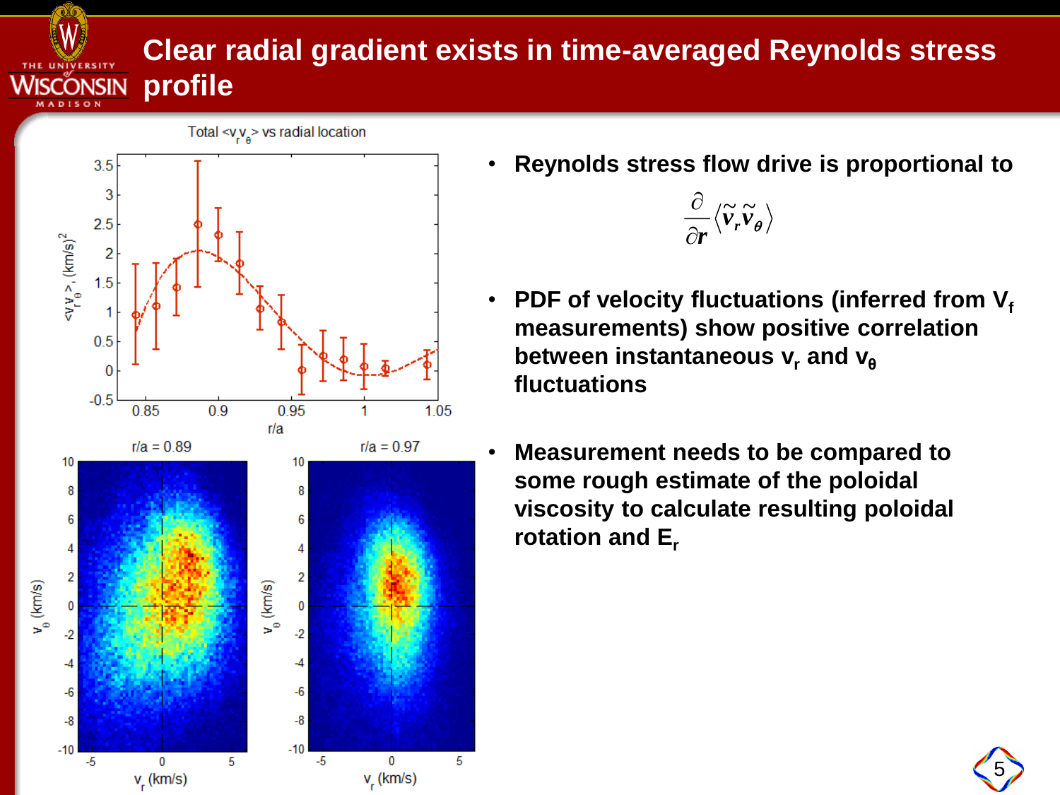# Clear radial gradient exists in time-averaged Reynolds stress profile

- **Reynolds stress flow drive is proportional to**

$$\frac{\partial}{\partial r}\langle \tilde{v}_r \tilde{v}_\theta \rangle$$

- **PDF of velocity fluctuations (inferred from $V_f$ measurements) show positive correlation between instantaneous $v_r$ and $v_\theta$ fluctuations**

- **Measurement needs to be compared to some rough estimate of the poloidal viscosity to calculate resulting poloidal rotation and $E_r$**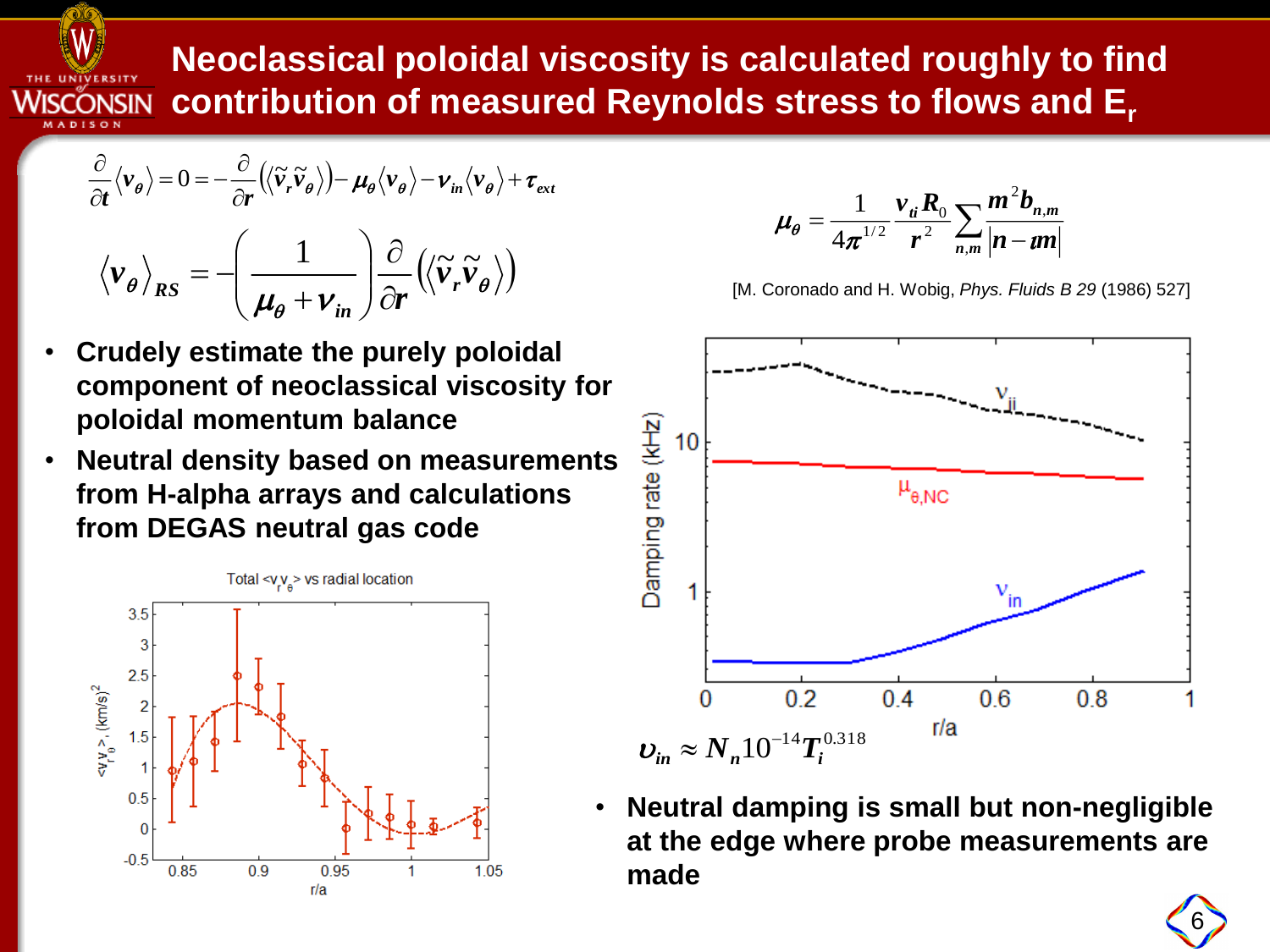# Neoclassical poloidal viscosity is calculated roughly to find contribution of measured Reynolds stress to flows and $E_r$

$$\frac{\partial}{\partial t}\langle v_\theta \rangle = 0 = -\frac{\partial}{\partial r}\left(\langle \tilde{v}_r \tilde{v}_\theta \rangle\right) - \mu_\theta \langle v_\theta \rangle - \nu_{in}\langle v_\theta \rangle + \tau_{ext}$$

$$\langle v_\theta \rangle_{RS} = -\left(\frac{1}{\mu_\theta + \nu_{in}}\right)\frac{\partial}{\partial r}\left(\langle \tilde{v}_r \tilde{v}_\theta \rangle\right)$$

$$\mu_\theta = \frac{1}{4\pi^{1/2}} \frac{v_{ti} R_0}{r^2} \sum_{n,m} \frac{m^2 b_{n,m}}{|n - \iota m|}$$

[M. Coronado and H. Wobig, *Phys. Fluids B 29* (1986) 527]

- **Crudely estimate the purely poloidal component of neoclassical viscosity for poloidal momentum balance**
- **Neutral density based on measurements from H-alpha arrays and calculations from DEGAS neutral gas code**

$$\upsilon_{in} \approx N_n 10^{-14} T_i^{0.318}$$

- **Neutral damping is small but non-negligible at the edge where probe measurements are made**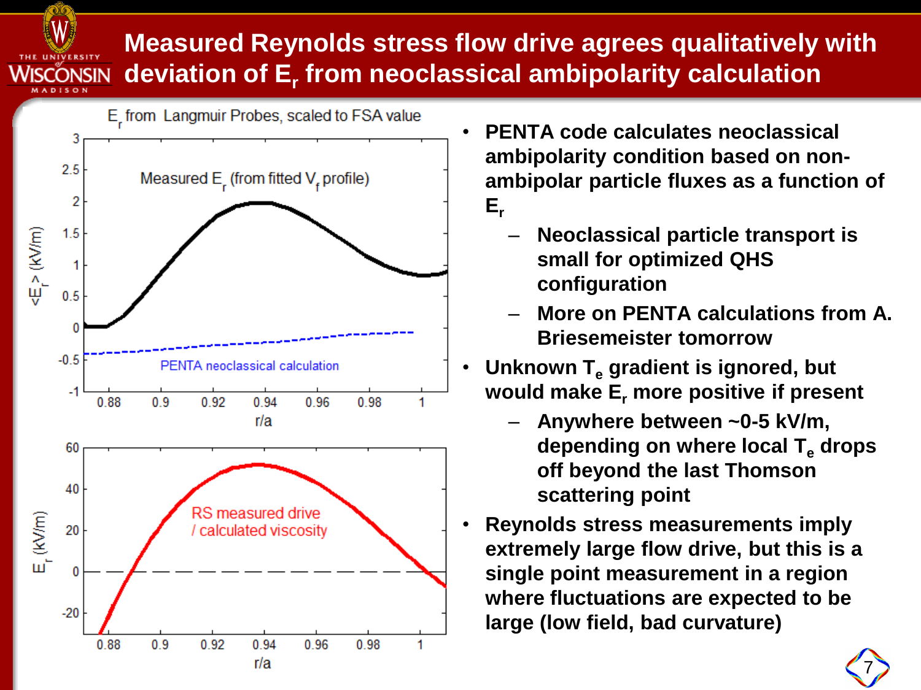# Measured Reynolds stress flow drive agrees qualitatively with deviation of $E_r$ from neoclassical ambipolarity calculation

$E_r$ from Langmuir Probes, scaled to FSA value

Measured $E_r$ (from fitted $V_f$ profile)

PENTA neoclassical calculation

RS measured drive / calculated viscosity

- **PENTA code calculates neoclassical ambipolarity condition based on non-ambipolar particle fluxes as a function of $E_r$**
  - **Neoclassical particle transport is small for optimized QHS configuration**
  - **More on PENTA calculations from A. Briesemeister tomorrow**
- **Unknown $T_e$ gradient is ignored, but would make $E_r$ more positive if present**
  - **Anywhere between ~0-5 kV/m, depending on where local $T_e$ drops off beyond the last Thomson scattering point**
- **Reynolds stress measurements imply extremely large flow drive, but this is a single point measurement in a region where fluctuations are expected to be large (low field, bad curvature)**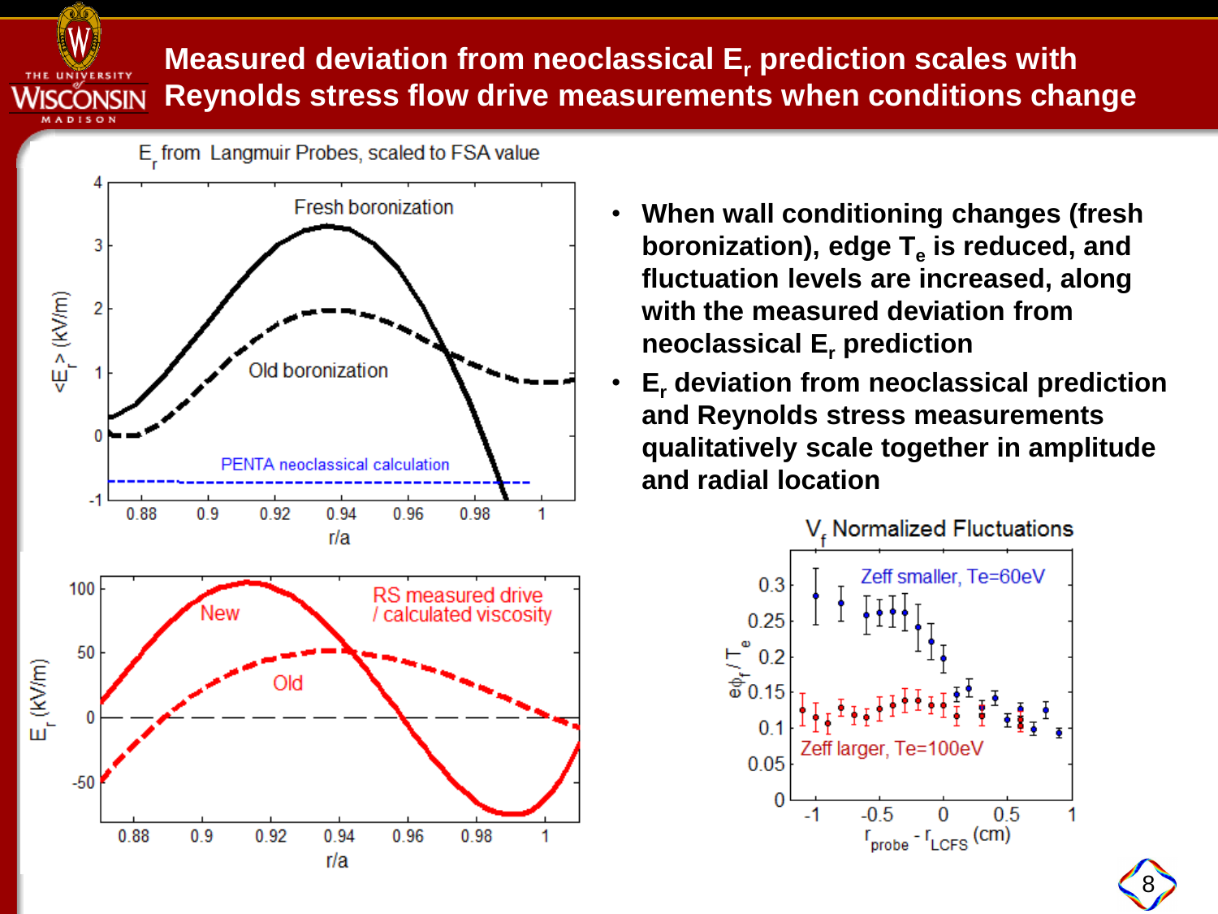# Measured deviation from neoclassical $E_r$ prediction scales with Reynolds stress flow drive measurements when conditions change

$E_r$ from Langmuir Probes, scaled to FSA value

- **When wall conditioning changes (fresh boronization), edge $T_e$ is reduced, and fluctuation levels are increased, along with the measured deviation from neoclassical $E_r$ prediction**
- **$E_r$ deviation from neoclassical prediction and Reynolds stress measurements qualitatively scale together in amplitude and radial location**

$V_f$ Normalized Fluctuations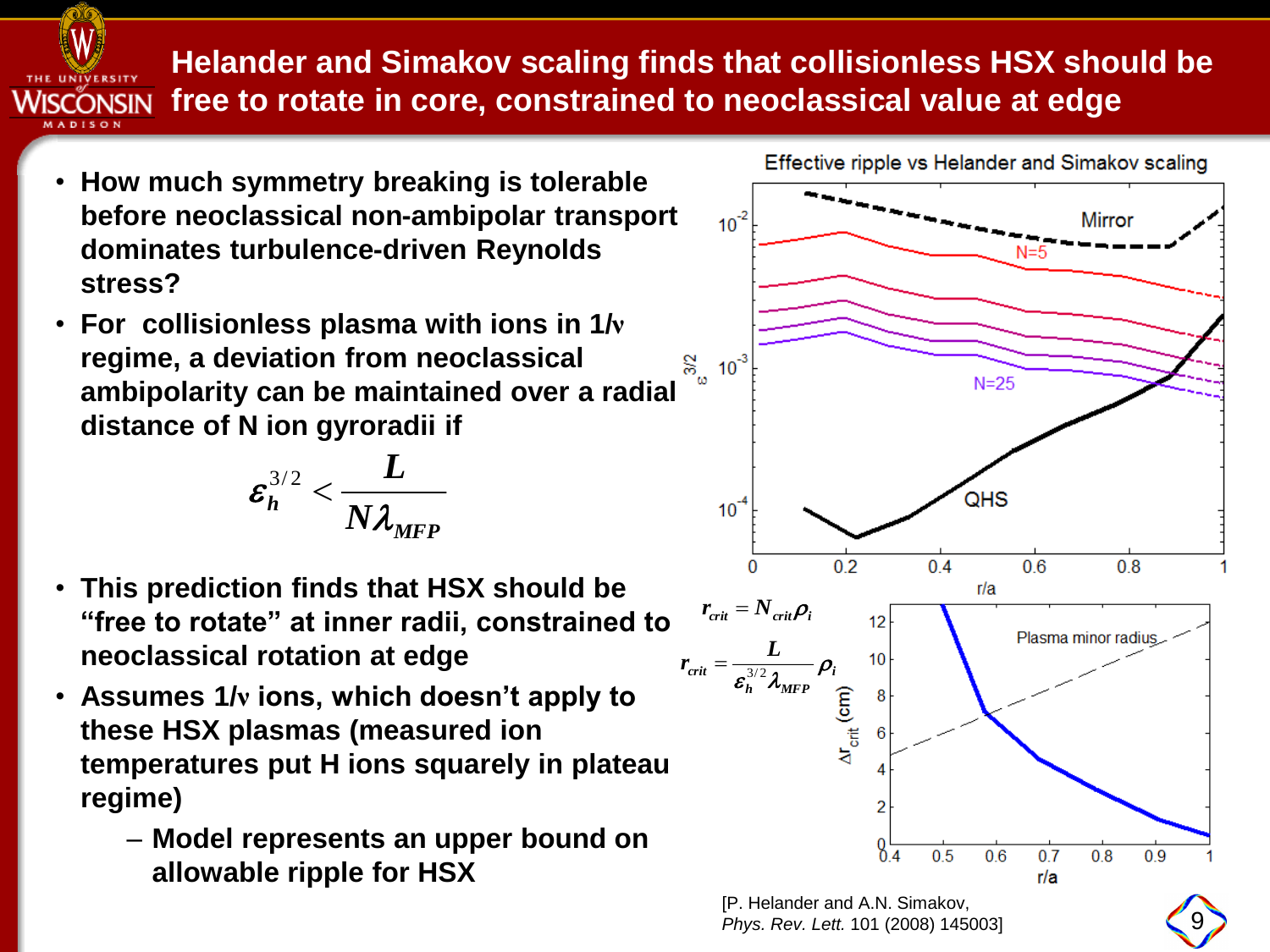# Helander and Simakov scaling finds that collisionless HSX should be free to rotate in core, constrained to neoclassical value at edge

- **How much symmetry breaking is tolerable before neoclassical non-ambipolar transport dominates turbulence-driven Reynolds stress?**
- **For collisionless plasma with ions in $1/\nu$ regime, a deviation from neoclassical ambipolarity can be maintained over a radial distance of N ion gyroradii if**

$$\varepsilon_h^{3/2} < \frac{L}{N\lambda_{MFP}}$$

- **This prediction finds that HSX should be "free to rotate" at inner radii, constrained to neoclassical rotation at edge**
- **Assumes $1/\nu$ ions, which doesn't apply to these HSX plasmas (measured ion temperatures put H ions squarely in plateau regime)**
  - **Model represents an upper bound on allowable ripple for HSX**

Effective ripple vs Helander and Simakov scaling

$$r_{crit} = N_{crit}\rho_i$$

$$r_{crit} = \frac{L}{\varepsilon_h^{3/2}\lambda_{MFP}}\rho_i$$

[P. Helander and A.N. Simakov, *Phys. Rev. Lett.* 101 (2008) 145003]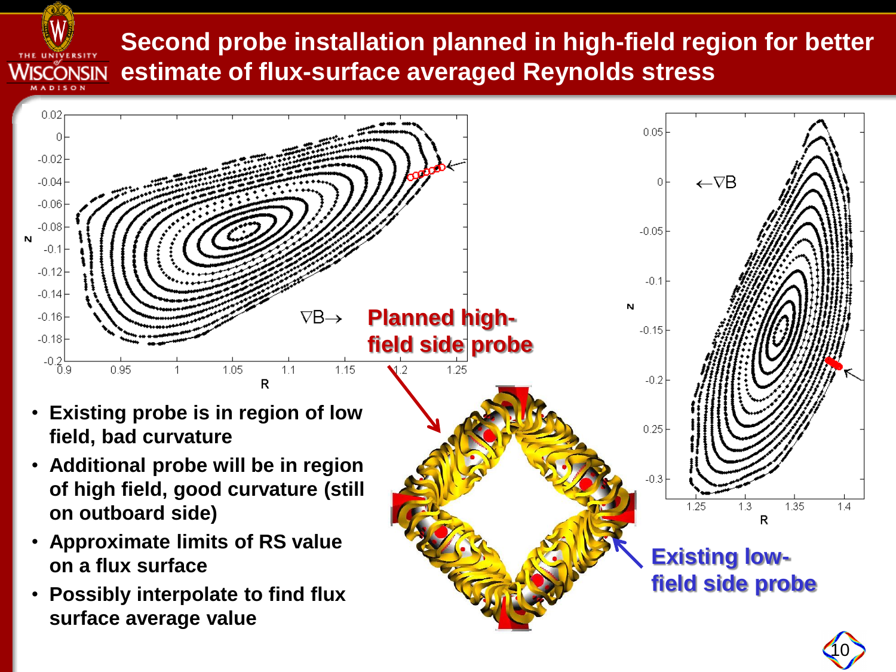# Second probe installation planned in high-field region for better estimate of flux-surface averaged Reynolds stress

Planned high-field side probe

Existing low-field side probe

- Existing probe is in region of low field, bad curvature
- Additional probe will be in region of high field, good curvature (still on outboard side)
- Approximate limits of RS value on a flux surface
- Possibly interpolate to find flux surface average value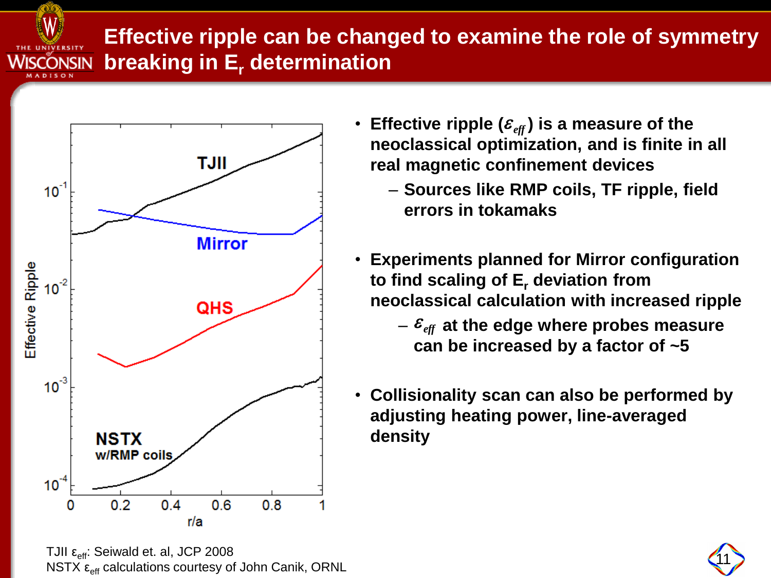# Effective ripple can be changed to examine the role of symmetry breaking in $E_r$ determination

- **Effective ripple ($\varepsilon_{eff}$) is a measure of the neoclassical optimization, and is finite in all real magnetic confinement devices**
  - **Sources like RMP coils, TF ripple, field errors in tokamaks**
- **Experiments planned for Mirror configuration to find scaling of $E_r$ deviation from neoclassical calculation with increased ripple**
  - **$\varepsilon_{eff}$ at the edge where probes measure can be increased by a factor of ~5**
- **Collisionality scan can also be performed by adjusting heating power, line-averaged density**

TJII $\varepsilon_{eff}$: Seiwald et. al, JCP 2008
NSTX $\varepsilon_{eff}$ calculations courtesy of John Canik, ORNL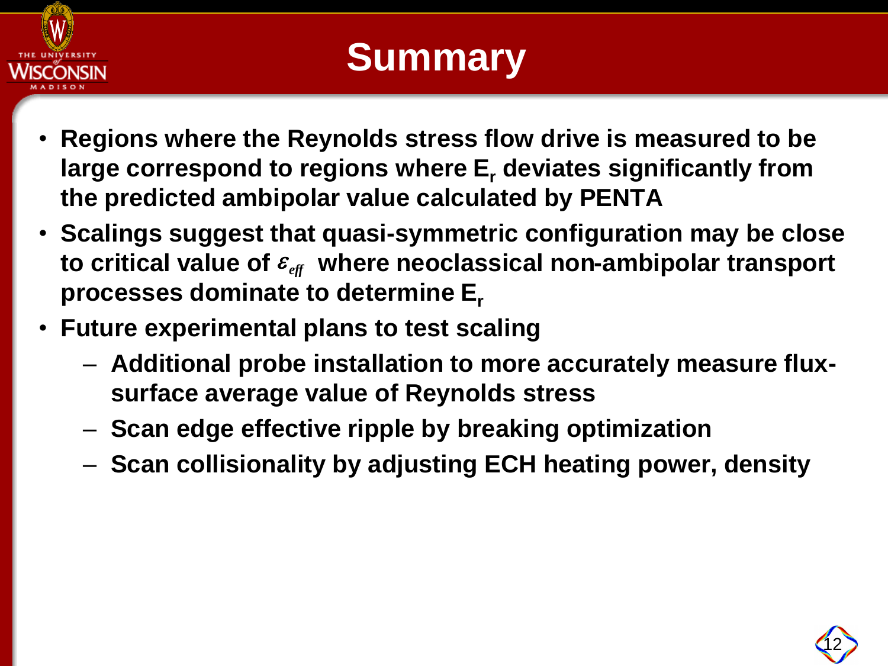# Summary

- **Regions where the Reynolds stress flow drive is measured to be large correspond to regions where $E_r$ deviates significantly from the predicted ambipolar value calculated by PENTA**
- **Scalings suggest that quasi-symmetric configuration may be close to critical value of $\varepsilon_{eff}$ where neoclassical non-ambipolar transport processes dominate to determine $E_r$**
- **Future experimental plans to test scaling**
  - **Additional probe installation to more accurately measure flux-surface average value of Reynolds stress**
  - **Scan edge effective ripple by breaking optimization**
  - **Scan collisionality by adjusting ECH heating power, density**